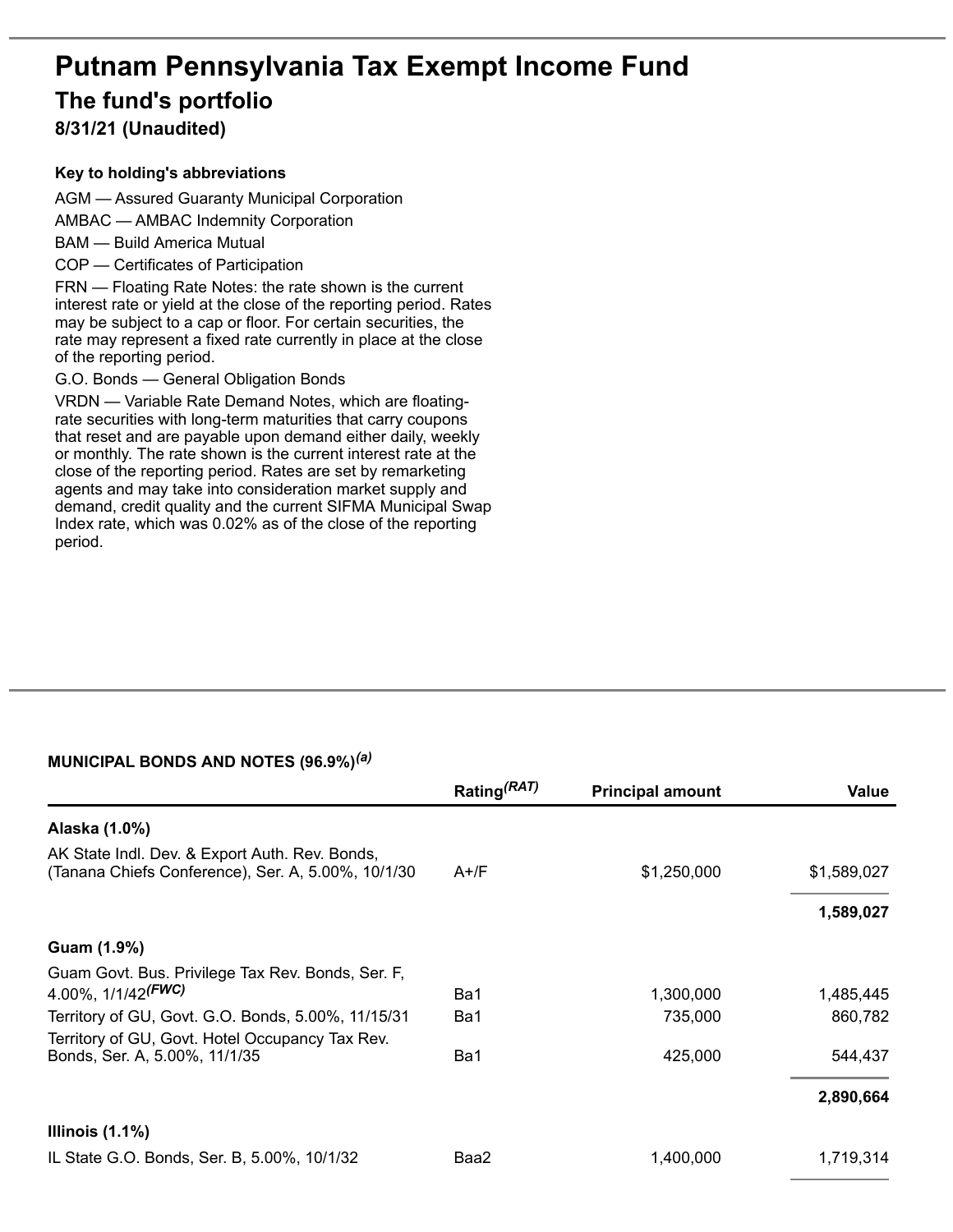# Putnam Pennsylvania Tax Exempt Income Fund

## The fund's portfolio

### 8/31/21 (Unaudited)

**Key to holding's abbreviations**

AGM — Assured Guaranty Municipal Corporation

AMBAC — AMBAC Indemnity Corporation

BAM — Build America Mutual

COP — Certificates of Participation

FRN — Floating Rate Notes: the rate shown is the current interest rate or yield at the close of the reporting period. Rates may be subject to a cap or floor. For certain securities, the rate may represent a fixed rate currently in place at the close of the reporting period.

G.O. Bonds — General Obligation Bonds

VRDN — Variable Rate Demand Notes, which are floating-rate securities with long-term maturities that carry coupons that reset and are payable upon demand either daily, weekly or monthly. The rate shown is the current interest rate at the close of the reporting period. Rates are set by remarketing agents and may take into consideration market supply and demand, credit quality and the current SIFMA Municipal Swap Index rate, which was 0.02% as of the close of the reporting period.

**MUNICIPAL BONDS AND NOTES (96.9%)*(a)***

| | Rating*(RAT)* | Principal amount | Value |
|---|---|---|---|
| **Alaska (1.0%)** | | | |
| AK State Indl. Dev. & Export Auth. Rev. Bonds, (Tanana Chiefs Conference), Ser. A, 5.00%, 10/1/30 | A+/F | $1,250,000 | $1,589,027 |
| | | | **1,589,027** |
| **Guam (1.9%)** | | | |
| Guam Govt. Bus. Privilege Tax Rev. Bonds, Ser. F, 4.00%, 1/1/42*(FWC)* | Ba1 | 1,300,000 | 1,485,445 |
| Territory of GU, Govt. G.O. Bonds, 5.00%, 11/15/31 | Ba1 | 735,000 | 860,782 |
| Territory of GU, Govt. Hotel Occupancy Tax Rev. Bonds, Ser. A, 5.00%, 11/1/35 | Ba1 | 425,000 | 544,437 |
| | | | **2,890,664** |
| **Illinois (1.1%)** | | | |
| IL State G.O. Bonds, Ser. B, 5.00%, 10/1/32 | Baa2 | 1,400,000 | 1,719,314 |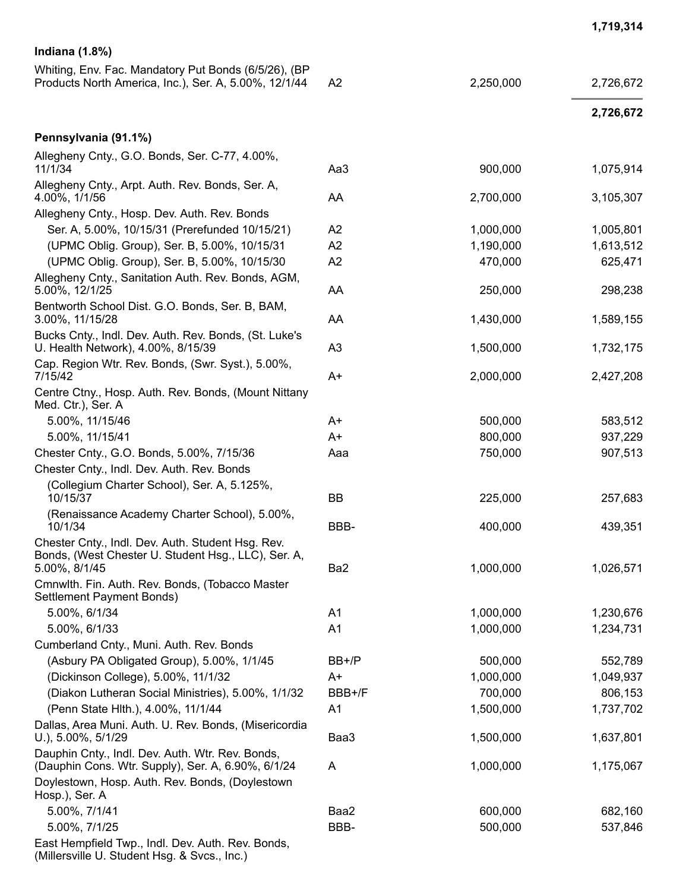| | | | |
|---|---|---|---|
| | | | **1,719,314** |
| **Indiana (1.8%)** | | | |
| Whiting, Env. Fac. Mandatory Put Bonds (6/5/26), (BP Products North America, Inc.), Ser. A, 5.00%, 12/1/44 | A2 | 2,250,000 | 2,726,672 |
| | | | **2,726,672** |
| **Pennsylvania (91.1%)** | | | |
| Allegheny Cnty., G.O. Bonds, Ser. C-77, 4.00%, 11/1/34 | Aa3 | 900,000 | 1,075,914 |
| Allegheny Cnty., Arpt. Auth. Rev. Bonds, Ser. A, 4.00%, 1/1/56 | AA | 2,700,000 | 3,105,307 |
| Allegheny Cnty., Hosp. Dev. Auth. Rev. Bonds | | | |
| Ser. A, 5.00%, 10/15/31 (Prerefunded 10/15/21) | A2 | 1,000,000 | 1,005,801 |
| (UPMC Oblig. Group), Ser. B, 5.00%, 10/15/31 | A2 | 1,190,000 | 1,613,512 |
| (UPMC Oblig. Group), Ser. B, 5.00%, 10/15/30 | A2 | 470,000 | 625,471 |
| Allegheny Cnty., Sanitation Auth. Rev. Bonds, AGM, 5.00%, 12/1/25 | AA | 250,000 | 298,238 |
| Bentworth School Dist. G.O. Bonds, Ser. B, BAM, 3.00%, 11/15/28 | AA | 1,430,000 | 1,589,155 |
| Bucks Cnty., Indl. Dev. Auth. Rev. Bonds, (St. Luke's U. Health Network), 4.00%, 8/15/39 | A3 | 1,500,000 | 1,732,175 |
| Cap. Region Wtr. Rev. Bonds, (Swr. Syst.), 5.00%, 7/15/42 | A+ | 2,000,000 | 2,427,208 |
| Centre Ctny., Hosp. Auth. Rev. Bonds, (Mount Nittany Med. Ctr.), Ser. A | | | |
| 5.00%, 11/15/46 | A+ | 500,000 | 583,512 |
| 5.00%, 11/15/41 | A+ | 800,000 | 937,229 |
| Chester Cnty., G.O. Bonds, 5.00%, 7/15/36 | Aaa | 750,000 | 907,513 |
| Chester Cnty., Indl. Dev. Auth. Rev. Bonds | | | |
| (Collegium Charter School), Ser. A, 5.125%, 10/15/37 | BB | 225,000 | 257,683 |
| (Renaissance Academy Charter School), 5.00%, 10/1/34 | BBB- | 400,000 | 439,351 |
| Chester Cnty., Indl. Dev. Auth. Student Hsg. Rev. Bonds, (West Chester U. Student Hsg., LLC), Ser. A, 5.00%, 8/1/45 | Ba2 | 1,000,000 | 1,026,571 |
| Cmnwlth. Fin. Auth. Rev. Bonds, (Tobacco Master Settlement Payment Bonds) | | | |
| 5.00%, 6/1/34 | A1 | 1,000,000 | 1,230,676 |
| 5.00%, 6/1/33 | A1 | 1,000,000 | 1,234,731 |
| Cumberland Cnty., Muni. Auth. Rev. Bonds | | | |
| (Asbury PA Obligated Group), 5.00%, 1/1/45 | BB+/P | 500,000 | 552,789 |
| (Dickinson College), 5.00%, 11/1/32 | A+ | 1,000,000 | 1,049,937 |
| (Diakon Lutheran Social Ministries), 5.00%, 1/1/32 | BBB+/F | 700,000 | 806,153 |
| (Penn State Hlth.), 4.00%, 11/1/44 | A1 | 1,500,000 | 1,737,702 |
| Dallas, Area Muni. Auth. U. Rev. Bonds, (Misericordia U.), 5.00%, 5/1/29 | Baa3 | 1,500,000 | 1,637,801 |
| Dauphin Cnty., Indl. Dev. Auth. Wtr. Rev. Bonds, (Dauphin Cons. Wtr. Supply), Ser. A, 6.90%, 6/1/24 | A | 1,000,000 | 1,175,067 |
| Doylestown, Hosp. Auth. Rev. Bonds, (Doylestown Hosp.), Ser. A | | | |
| 5.00%, 7/1/41 | Baa2 | 600,000 | 682,160 |
| 5.00%, 7/1/25 | BBB- | 500,000 | 537,846 |
| East Hempfield Twp., Indl. Dev. Auth. Rev. Bonds, (Millersville U. Student Hsg. & Svcs., Inc.) | | | |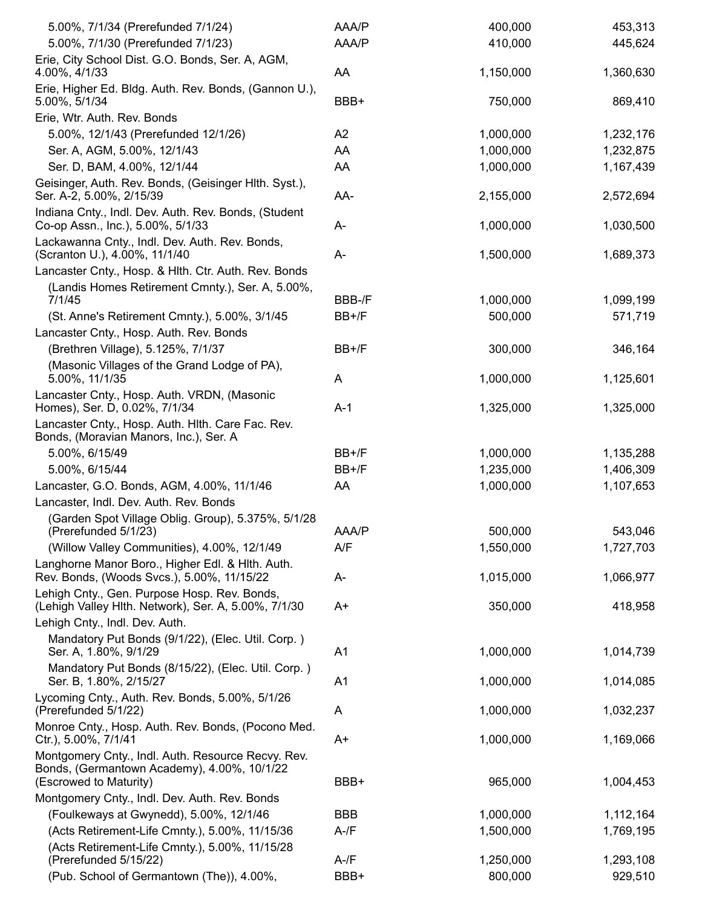| | | | |
|---|---|---|---|
| 5.00%, 7/1/34 (Prerefunded 7/1/24) | AAA/P | 400,000 | 453,313 |
| 5.00%, 7/1/30 (Prerefunded 7/1/23) | AAA/P | 410,000 | 445,624 |
| Erie, City School Dist. G.O. Bonds, Ser. A, AGM, 4.00%, 4/1/33 | AA | 1,150,000 | 1,360,630 |
| Erie, Higher Ed. Bldg. Auth. Rev. Bonds, (Gannon U.), 5.00%, 5/1/34 | BBB+ | 750,000 | 869,410 |
| Erie, Wtr. Auth. Rev. Bonds | | | |
| 5.00%, 12/1/43 (Prerefunded 12/1/26) | A2 | 1,000,000 | 1,232,176 |
| Ser. A, AGM, 5.00%, 12/1/43 | AA | 1,000,000 | 1,232,875 |
| Ser. D, BAM, 4.00%, 12/1/44 | AA | 1,000,000 | 1,167,439 |
| Geisinger, Auth. Rev. Bonds, (Geisinger Hlth. Syst.), Ser. A-2, 5.00%, 2/15/39 | AA- | 2,155,000 | 2,572,694 |
| Indiana Cnty., Indl. Dev. Auth. Rev. Bonds, (Student Co-op Assn., Inc.), 5.00%, 5/1/33 | A- | 1,000,000 | 1,030,500 |
| Lackawanna Cnty., Indl. Dev. Auth. Rev. Bonds, (Scranton U.), 4.00%, 11/1/40 | A- | 1,500,000 | 1,689,373 |
| Lancaster Cnty., Hosp. & Hlth. Ctr. Auth. Rev. Bonds | | | |
| (Landis Homes Retirement Cmnty.), Ser. A, 5.00%, 7/1/45 | BBB-/F | 1,000,000 | 1,099,199 |
| (St. Anne's Retirement Cmnty.), 5.00%, 3/1/45 | BB+/F | 500,000 | 571,719 |
| Lancaster Cnty., Hosp. Auth. Rev. Bonds | | | |
| (Brethren Village), 5.125%, 7/1/37 | BB+/F | 300,000 | 346,164 |
| (Masonic Villages of the Grand Lodge of PA), 5.00%, 11/1/35 | A | 1,000,000 | 1,125,601 |
| Lancaster Cnty., Hosp. Auth. VRDN, (Masonic Homes), Ser. D, 0.02%, 7/1/34 | A-1 | 1,325,000 | 1,325,000 |
| Lancaster Cnty., Hosp. Auth. Hlth. Care Fac. Rev. Bonds, (Moravian Manors, Inc.), Ser. A | | | |
| 5.00%, 6/15/49 | BB+/F | 1,000,000 | 1,135,288 |
| 5.00%, 6/15/44 | BB+/F | 1,235,000 | 1,406,309 |
| Lancaster, G.O. Bonds, AGM, 4.00%, 11/1/46 | AA | 1,000,000 | 1,107,653 |
| Lancaster, Indl. Dev. Auth. Rev. Bonds | | | |
| (Garden Spot Village Oblig. Group), 5.375%, 5/1/28 (Prerefunded 5/1/23) | AAA/P | 500,000 | 543,046 |
| (Willow Valley Communities), 4.00%, 12/1/49 | A/F | 1,550,000 | 1,727,703 |
| Langhorne Manor Boro., Higher Edl. & Hlth. Auth. Rev. Bonds, (Woods Svcs.), 5.00%, 11/15/22 | A- | 1,015,000 | 1,066,977 |
| Lehigh Cnty., Gen. Purpose Hosp. Rev. Bonds, (Lehigh Valley Hlth. Network), Ser. A, 5.00%, 7/1/30 | A+ | 350,000 | 418,958 |
| Lehigh Cnty., Indl. Dev. Auth. | | | |
| Mandatory Put Bonds (9/1/22), (Elec. Util. Corp. ) Ser. A, 1.80%, 9/1/29 | A1 | 1,000,000 | 1,014,739 |
| Mandatory Put Bonds (8/15/22), (Elec. Util. Corp. ) Ser. B, 1.80%, 2/15/27 | A1 | 1,000,000 | 1,014,085 |
| Lycoming Cnty., Auth. Rev. Bonds, 5.00%, 5/1/26 (Prerefunded 5/1/22) | A | 1,000,000 | 1,032,237 |
| Monroe Cnty., Hosp. Auth. Rev. Bonds, (Pocono Med. Ctr.), 5.00%, 7/1/41 | A+ | 1,000,000 | 1,169,066 |
| Montgomery Cnty., Indl. Auth. Resource Recvy. Rev. Bonds, (Germantown Academy), 4.00%, 10/1/22 (Escrowed to Maturity) | BBB+ | 965,000 | 1,004,453 |
| Montgomery Cnty., Indl. Dev. Auth. Rev. Bonds | | | |
| (Foulkeways at Gwynedd), 5.00%, 12/1/46 | BBB | 1,000,000 | 1,112,164 |
| (Acts Retirement-Life Cmnty.), 5.00%, 11/15/36 | A-/F | 1,500,000 | 1,769,195 |
| (Acts Retirement-Life Cmnty.), 5.00%, 11/15/28 (Prerefunded 5/15/22) | A-/F | 1,250,000 | 1,293,108 |
| (Pub. School of Germantown (The)), 4.00%, | BBB+ | 800,000 | 929,510 |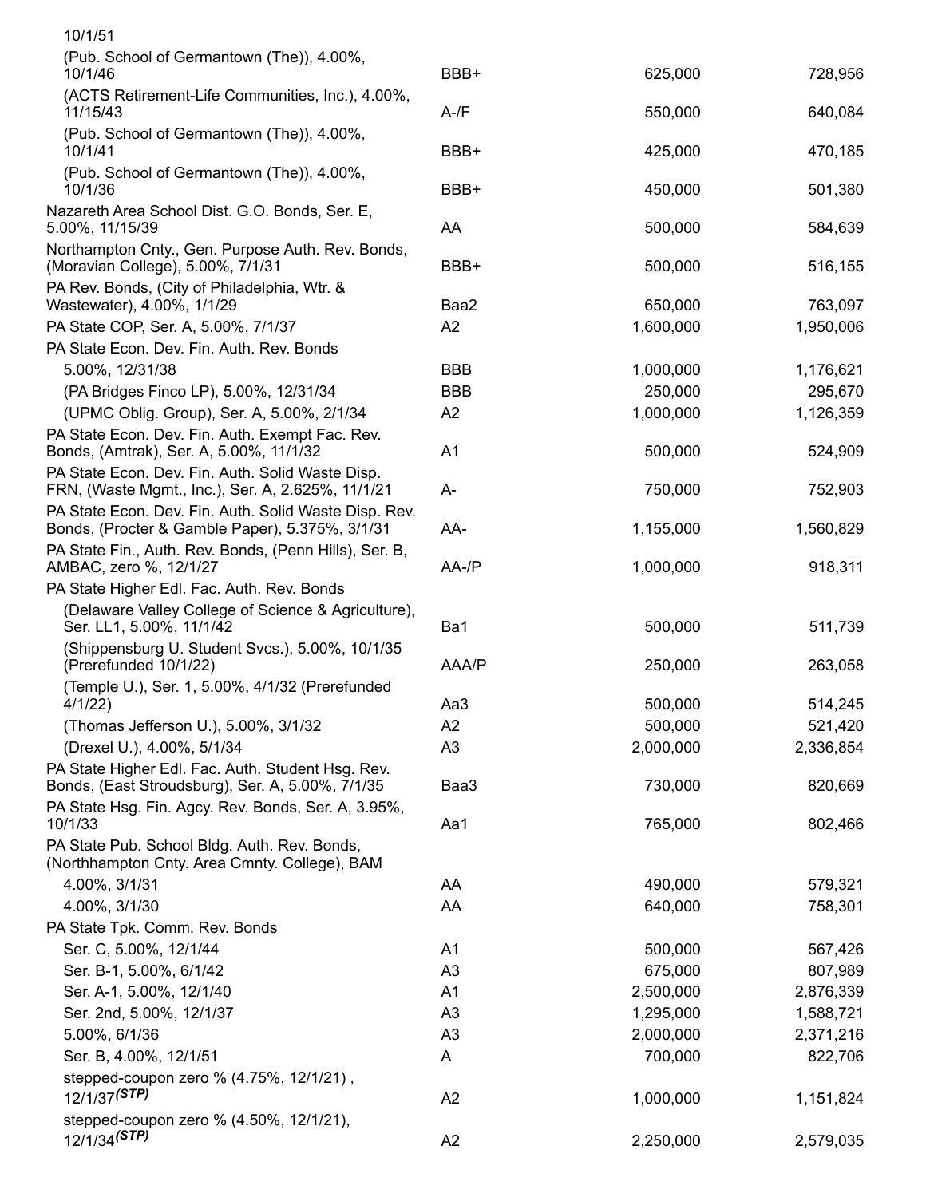| | | | |
|---|---|---|---|
| 10/1/51 | | | |
| (Pub. School of Germantown (The)), 4.00%, 10/1/46 | BBB+ | 625,000 | 728,956 |
| (ACTS Retirement-Life Communities, Inc.), 4.00%, 11/15/43 | A-/F | 550,000 | 640,084 |
| (Pub. School of Germantown (The)), 4.00%, 10/1/41 | BBB+ | 425,000 | 470,185 |
| (Pub. School of Germantown (The)), 4.00%, 10/1/36 | BBB+ | 450,000 | 501,380 |
| Nazareth Area School Dist. G.O. Bonds, Ser. E, 5.00%, 11/15/39 | AA | 500,000 | 584,639 |
| Northampton Cnty., Gen. Purpose Auth. Rev. Bonds, (Moravian College), 5.00%, 7/1/31 | BBB+ | 500,000 | 516,155 |
| PA Rev. Bonds, (City of Philadelphia, Wtr. & Wastewater), 4.00%, 1/1/29 | Baa2 | 650,000 | 763,097 |
| PA State COP, Ser. A, 5.00%, 7/1/37 | A2 | 1,600,000 | 1,950,006 |
| PA State Econ. Dev. Fin. Auth. Rev. Bonds | | | |
| 5.00%, 12/31/38 | BBB | 1,000,000 | 1,176,621 |
| (PA Bridges Finco LP), 5.00%, 12/31/34 | BBB | 250,000 | 295,670 |
| (UPMC Oblig. Group), Ser. A, 5.00%, 2/1/34 | A2 | 1,000,000 | 1,126,359 |
| PA State Econ. Dev. Fin. Auth. Exempt Fac. Rev. Bonds, (Amtrak), Ser. A, 5.00%, 11/1/32 | A1 | 500,000 | 524,909 |
| PA State Econ. Dev. Fin. Auth. Solid Waste Disp. FRN, (Waste Mgmt., Inc.), Ser. A, 2.625%, 11/1/21 | A- | 750,000 | 752,903 |
| PA State Econ. Dev. Fin. Auth. Solid Waste Disp. Rev. Bonds, (Procter & Gamble Paper), 5.375%, 3/1/31 | AA- | 1,155,000 | 1,560,829 |
| PA State Fin., Auth. Rev. Bonds, (Penn Hills), Ser. B, AMBAC, zero %, 12/1/27 | AA-/P | 1,000,000 | 918,311 |
| PA State Higher Edl. Fac. Auth. Rev. Bonds | | | |
| (Delaware Valley College of Science & Agriculture), Ser. LL1, 5.00%, 11/1/42 | Ba1 | 500,000 | 511,739 |
| (Shippensburg U. Student Svcs.), 5.00%, 10/1/35 (Prerefunded 10/1/22) | AAA/P | 250,000 | 263,058 |
| (Temple U.), Ser. 1, 5.00%, 4/1/32 (Prerefunded 4/1/22) | Aa3 | 500,000 | 514,245 |
| (Thomas Jefferson U.), 5.00%, 3/1/32 | A2 | 500,000 | 521,420 |
| (Drexel U.), 4.00%, 5/1/34 | A3 | 2,000,000 | 2,336,854 |
| PA State Higher Edl. Fac. Auth. Student Hsg. Rev. Bonds, (East Stroudsburg), Ser. A, 5.00%, 7/1/35 | Baa3 | 730,000 | 820,669 |
| PA State Hsg. Fin. Agcy. Rev. Bonds, Ser. A, 3.95%, 10/1/33 | Aa1 | 765,000 | 802,466 |
| PA State Pub. School Bldg. Auth. Rev. Bonds, (Northhampton Cnty. Area Cmnty. College), BAM | | | |
| 4.00%, 3/1/31 | AA | 490,000 | 579,321 |
| 4.00%, 3/1/30 | AA | 640,000 | 758,301 |
| PA State Tpk. Comm. Rev. Bonds | | | |
| Ser. C, 5.00%, 12/1/44 | A1 | 500,000 | 567,426 |
| Ser. B-1, 5.00%, 6/1/42 | A3 | 675,000 | 807,989 |
| Ser. A-1, 5.00%, 12/1/40 | A1 | 2,500,000 | 2,876,339 |
| Ser. 2nd, 5.00%, 12/1/37 | A3 | 1,295,000 | 1,588,721 |
| 5.00%, 6/1/36 | A3 | 2,000,000 | 2,371,216 |
| Ser. B, 4.00%, 12/1/51 | A | 700,000 | 822,706 |
| stepped-coupon zero % (4.75%, 12/1/21) , 12/1/37 ***(STP)*** | A2 | 1,000,000 | 1,151,824 |
| stepped-coupon zero % (4.50%, 12/1/21), 12/1/34 ***(STP)*** | A2 | 2,250,000 | 2,579,035 |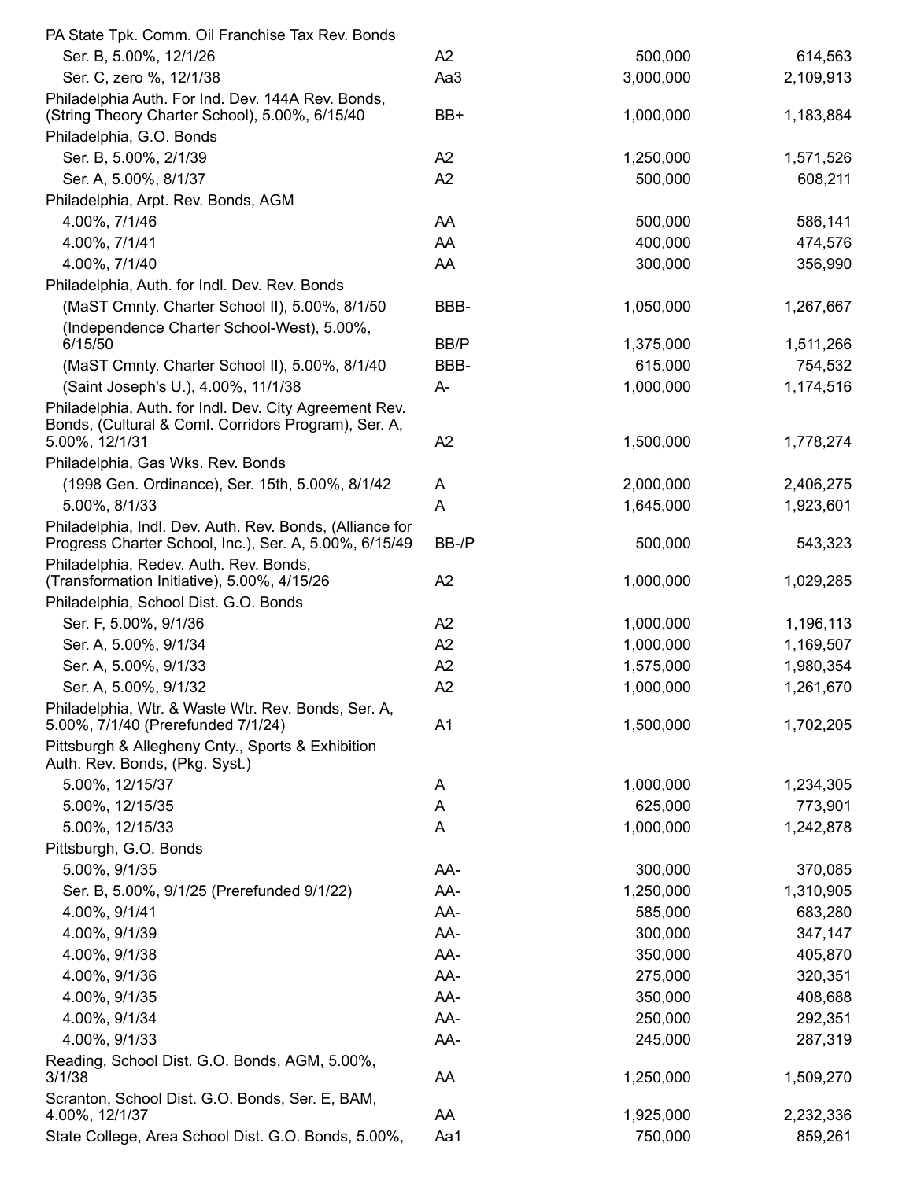| | | | |
|---|---|---|---|
| PA State Tpk. Comm. Oil Franchise Tax Rev. Bonds | | | |
| Ser. B, 5.00%, 12/1/26 | A2 | 500,000 | 614,563 |
| Ser. C, zero %, 12/1/38 | Aa3 | 3,000,000 | 2,109,913 |
| Philadelphia Auth. For Ind. Dev. 144A Rev. Bonds, (String Theory Charter School), 5.00%, 6/15/40 | BB+ | 1,000,000 | 1,183,884 |
| Philadelphia, G.O. Bonds | | | |
| Ser. B, 5.00%, 2/1/39 | A2 | 1,250,000 | 1,571,526 |
| Ser. A, 5.00%, 8/1/37 | A2 | 500,000 | 608,211 |
| Philadelphia, Arpt. Rev. Bonds, AGM | | | |
| 4.00%, 7/1/46 | AA | 500,000 | 586,141 |
| 4.00%, 7/1/41 | AA | 400,000 | 474,576 |
| 4.00%, 7/1/40 | AA | 300,000 | 356,990 |
| Philadelphia, Auth. for Indl. Dev. Rev. Bonds | | | |
| (MaST Cmnty. Charter School II), 5.00%, 8/1/50 | BBB- | 1,050,000 | 1,267,667 |
| (Independence Charter School-West), 5.00%, 6/15/50 | BB/P | 1,375,000 | 1,511,266 |
| (MaST Cmnty. Charter School II), 5.00%, 8/1/40 | BBB- | 615,000 | 754,532 |
| (Saint Joseph's U.), 4.00%, 11/1/38 | A- | 1,000,000 | 1,174,516 |
| Philadelphia, Auth. for Indl. Dev. City Agreement Rev. Bonds, (Cultural & Coml. Corridors Program), Ser. A, 5.00%, 12/1/31 | A2 | 1,500,000 | 1,778,274 |
| Philadelphia, Gas Wks. Rev. Bonds | | | |
| (1998 Gen. Ordinance), Ser. 15th, 5.00%, 8/1/42 | A | 2,000,000 | 2,406,275 |
| 5.00%, 8/1/33 | A | 1,645,000 | 1,923,601 |
| Philadelphia, Indl. Dev. Auth. Rev. Bonds, (Alliance for Progress Charter School, Inc.), Ser. A, 5.00%, 6/15/49 | BB-/P | 500,000 | 543,323 |
| Philadelphia, Redev. Auth. Rev. Bonds, (Transformation Initiative), 5.00%, 4/15/26 | A2 | 1,000,000 | 1,029,285 |
| Philadelphia, School Dist. G.O. Bonds | | | |
| Ser. F, 5.00%, 9/1/36 | A2 | 1,000,000 | 1,196,113 |
| Ser. A, 5.00%, 9/1/34 | A2 | 1,000,000 | 1,169,507 |
| Ser. A, 5.00%, 9/1/33 | A2 | 1,575,000 | 1,980,354 |
| Ser. A, 5.00%, 9/1/32 | A2 | 1,000,000 | 1,261,670 |
| Philadelphia, Wtr. & Waste Wtr. Rev. Bonds, Ser. A, 5.00%, 7/1/40 (Prerefunded 7/1/24) | A1 | 1,500,000 | 1,702,205 |
| Pittsburgh & Allegheny Cnty., Sports & Exhibition Auth. Rev. Bonds, (Pkg. Syst.) | | | |
| 5.00%, 12/15/37 | A | 1,000,000 | 1,234,305 |
| 5.00%, 12/15/35 | A | 625,000 | 773,901 |
| 5.00%, 12/15/33 | A | 1,000,000 | 1,242,878 |
| Pittsburgh, G.O. Bonds | | | |
| 5.00%, 9/1/35 | AA- | 300,000 | 370,085 |
| Ser. B, 5.00%, 9/1/25 (Prerefunded 9/1/22) | AA- | 1,250,000 | 1,310,905 |
| 4.00%, 9/1/41 | AA- | 585,000 | 683,280 |
| 4.00%, 9/1/39 | AA- | 300,000 | 347,147 |
| 4.00%, 9/1/38 | AA- | 350,000 | 405,870 |
| 4.00%, 9/1/36 | AA- | 275,000 | 320,351 |
| 4.00%, 9/1/35 | AA- | 350,000 | 408,688 |
| 4.00%, 9/1/34 | AA- | 250,000 | 292,351 |
| 4.00%, 9/1/33 | AA- | 245,000 | 287,319 |
| Reading, School Dist. G.O. Bonds, AGM, 5.00%, 3/1/38 | AA | 1,250,000 | 1,509,270 |
| Scranton, School Dist. G.O. Bonds, Ser. E, BAM, 4.00%, 12/1/37 | AA | 1,925,000 | 2,232,336 |
| State College, Area School Dist. G.O. Bonds, 5.00%, | Aa1 | 750,000 | 859,261 |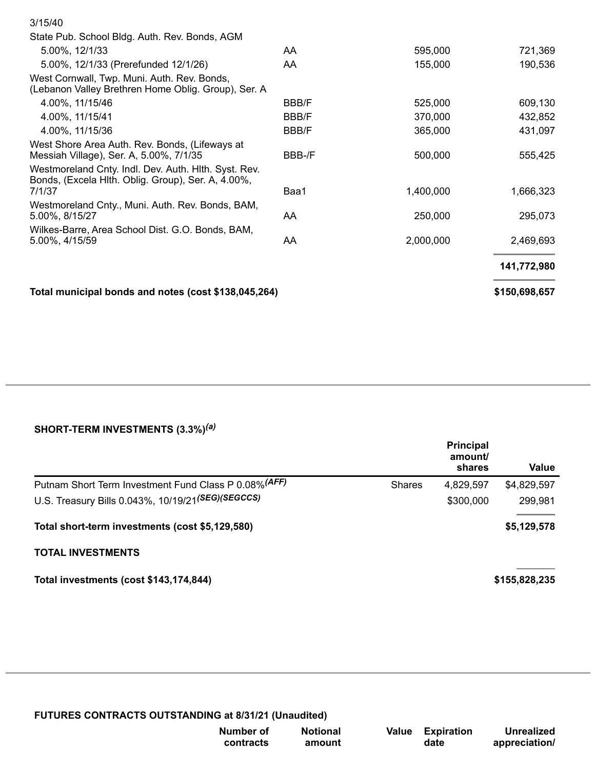| | | | |
|---|---|---|---|
| 3/15/40 | | | |
| State Pub. School Bldg. Auth. Rev. Bonds, AGM | | | |
| 5.00%, 12/1/33 | AA | 595,000 | 721,369 |
| 5.00%, 12/1/33 (Prerefunded 12/1/26) | AA | 155,000 | 190,536 |
| West Cornwall, Twp. Muni. Auth. Rev. Bonds, (Lebanon Valley Brethren Home Oblig. Group), Ser. A | | | |
| 4.00%, 11/15/46 | BBB/F | 525,000 | 609,130 |
| 4.00%, 11/15/41 | BBB/F | 370,000 | 432,852 |
| 4.00%, 11/15/36 | BBB/F | 365,000 | 431,097 |
| West Shore Area Auth. Rev. Bonds, (Lifeways at Messiah Village), Ser. A, 5.00%, 7/1/35 | BBB-/F | 500,000 | 555,425 |
| Westmoreland Cnty. Indl. Dev. Auth. Hlth. Syst. Rev. Bonds, (Excela Hlth. Oblig. Group), Ser. A, 4.00%, 7/1/37 | Baa1 | 1,400,000 | 1,666,323 |
| Westmoreland Cnty., Muni. Auth. Rev. Bonds, BAM, 5.00%, 8/15/27 | AA | 250,000 | 295,073 |
| Wilkes-Barre, Area School Dist. G.O. Bonds, BAM, 5.00%, 4/15/59 | AA | 2,000,000 | 2,469,693 |
| | | | **141,772,980** |
| **Total municipal bonds and notes (cost $138,045,264)** | | | **$150,698,657** |

**SHORT-TERM INVESTMENTS (3.3%)[(a)]**

| | | Principal amount/ shares | Value |
|---|---|---|---|
| Putnam Short Term Investment Fund Class P 0.08%[(AFF)] | Shares | 4,829,597 | $4,829,597 |
| U.S. Treasury Bills 0.043%, 10/19/21[(SEG)(SEGCCS)] | | $300,000 | 299,981 |
| **Total short-term investments (cost $5,129,580)** | | | **$5,129,578** |

**TOTAL INVESTMENTS**

| | |
|---|---|
| **Total investments (cost $143,174,844)** | **$155,828,235** |

**FUTURES CONTRACTS OUTSTANDING at 8/31/21 (Unaudited)**

| | Number of contracts | Notional amount | Value | Expiration date | Unrealized appreciation/ |
|---|---|---|---|---|---|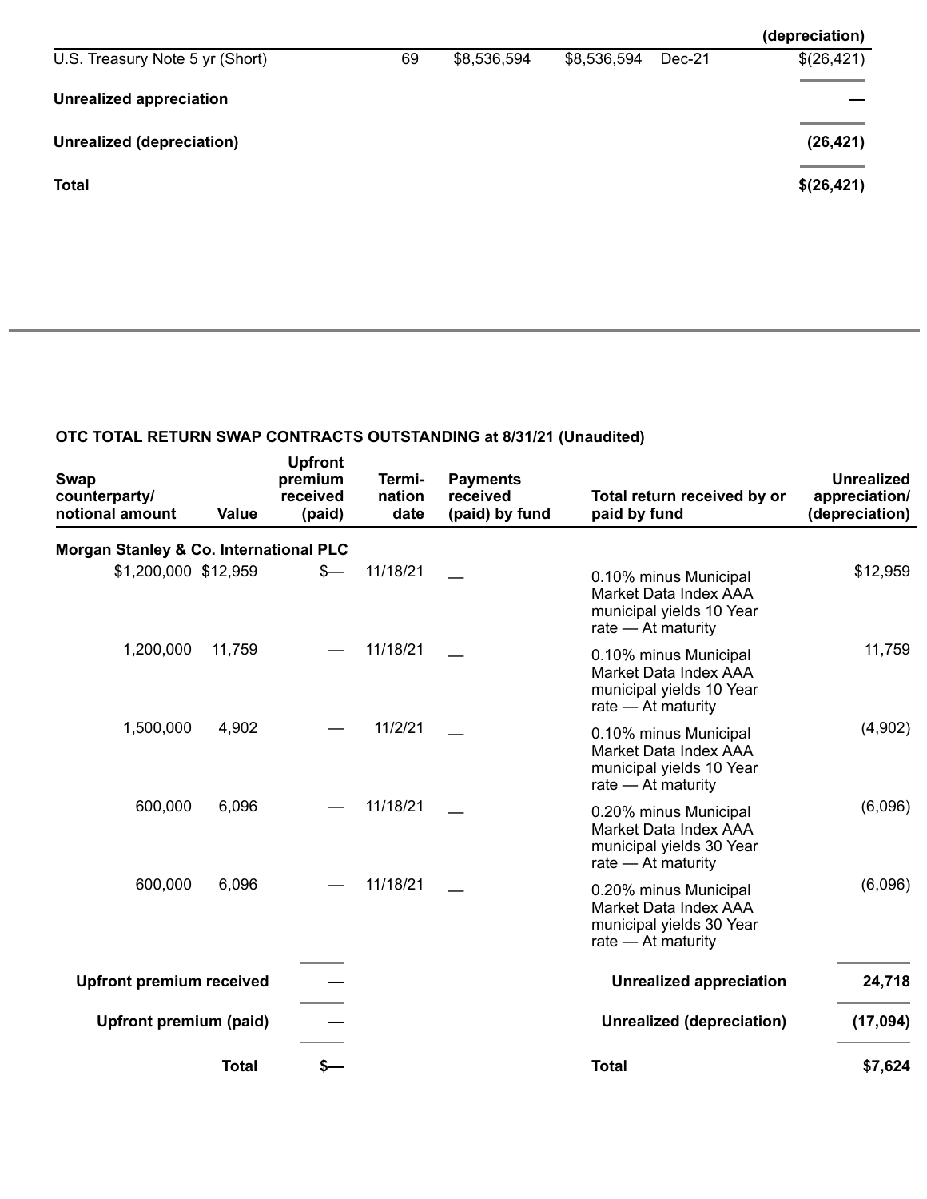| | | | | | (depreciation) |
|---|---|---|---|---|---|
| U.S. Treasury Note 5 yr (Short) | 69 | $8,536,594 | $8,536,594 | Dec-21 | $(26,421) |
| **Unrealized appreciation** | | | | | **—** |
| **Unrealized (depreciation)** | | | | | **(26,421)** |
| **Total** | | | | | **$(26,421)** |

**OTC TOTAL RETURN SWAP CONTRACTS OUTSTANDING at 8/31/21 (Unaudited)**

| Swap counterparty/ notional amount | Value | Upfront premium received (paid) | Termination date | Payments received (paid) by fund | Total return received by or paid by fund | Unrealized appreciation/ (depreciation) |
|---|---|---|---|---|---|---|
| **Morgan Stanley & Co. International PLC** | | | | | | |
| $1,200,000 | $12,959 | $— | 11/18/21 | — | 0.10% minus Municipal Market Data Index AAA municipal yields 10 Year rate — At maturity | $12,959 |
| 1,200,000 | 11,759 | — | 11/18/21 | — | 0.10% minus Municipal Market Data Index AAA municipal yields 10 Year rate — At maturity | 11,759 |
| 1,500,000 | 4,902 | — | 11/2/21 | — | 0.10% minus Municipal Market Data Index AAA municipal yields 10 Year rate — At maturity | (4,902) |
| 600,000 | 6,096 | — | 11/18/21 | — | 0.20% minus Municipal Market Data Index AAA municipal yields 30 Year rate — At maturity | (6,096) |
| 600,000 | 6,096 | — | 11/18/21 | — | 0.20% minus Municipal Market Data Index AAA municipal yields 30 Year rate — At maturity | (6,096) |
| **Upfront premium received** | | **—** | | | **Unrealized appreciation** | **24,718** |
| **Upfront premium (paid)** | | **—** | | | **Unrealized (depreciation)** | **(17,094)** |
| | **Total** | **$—** | | | **Total** | **$7,624** |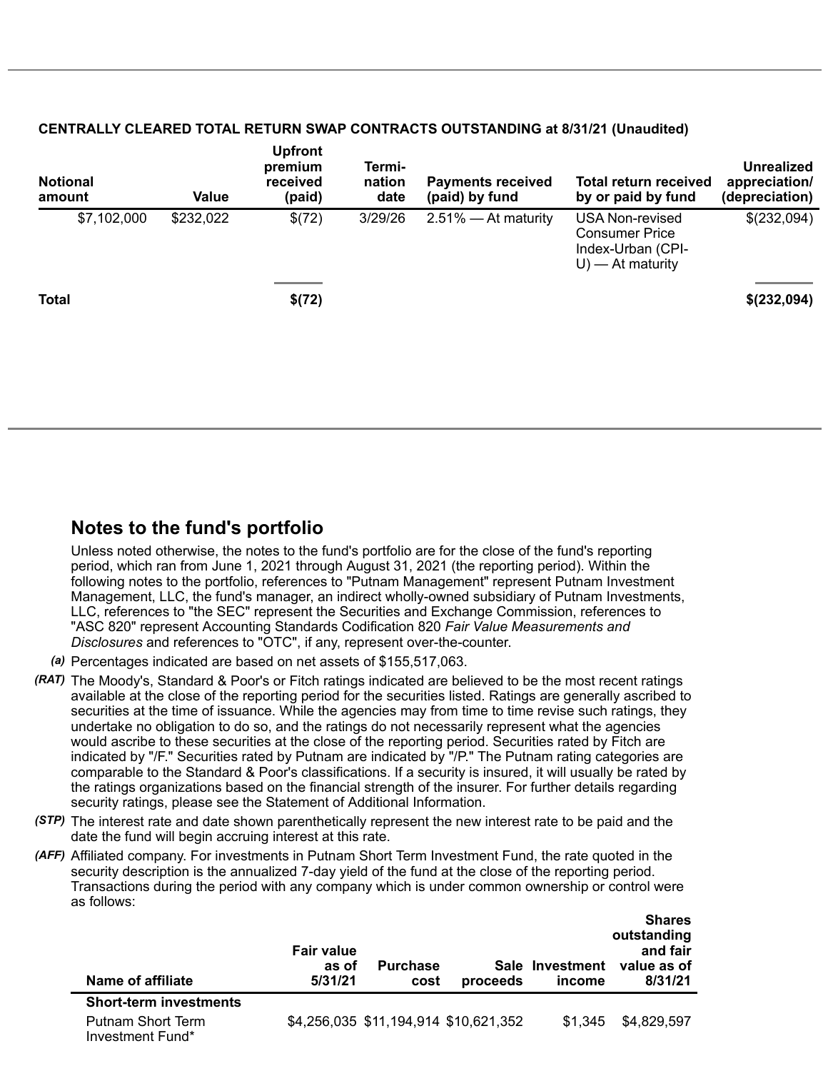**CENTRALLY CLEARED TOTAL RETURN SWAP CONTRACTS OUTSTANDING at 8/31/21 (Unaudited)**

| Notional amount | Value | Upfront premium received (paid) | Termi-nation date | Payments received (paid) by fund | Total return received by or paid by fund | Unrealized appreciation/ (depreciation) |
|---|---|---|---|---|---|---|
| $7,102,000 | $232,022 | $(72) | 3/29/26 | 2.51% — At maturity | USA Non-revised Consumer Price Index-Urban (CPI-U) — At maturity | $(232,094) |
| **Total** | | **$(72)** | | | | **$(232,094)** |

## Notes to the fund's portfolio

Unless noted otherwise, the notes to the fund's portfolio are for the close of the fund's reporting period, which ran from June 1, 2021 through August 31, 2021 (the reporting period). Within the following notes to the portfolio, references to "Putnam Management" represent Putnam Investment Management, LLC, the fund's manager, an indirect wholly-owned subsidiary of Putnam Investments, LLC, references to "the SEC" represent the Securities and Exchange Commission, references to "ASC 820" represent Accounting Standards Codification 820 *Fair Value Measurements and Disclosures* and references to "OTC", if any, represent over-the-counter.

*(a)* Percentages indicated are based on net assets of $155,517,063.

*(RAT)* The Moody's, Standard & Poor's or Fitch ratings indicated are believed to be the most recent ratings available at the close of the reporting period for the securities listed. Ratings are generally ascribed to securities at the time of issuance. While the agencies may from time to time revise such ratings, they undertake no obligation to do so, and the ratings do not necessarily represent what the agencies would ascribe to these securities at the close of the reporting period. Securities rated by Fitch are indicated by "/F." Securities rated by Putnam are indicated by "/P." The Putnam rating categories are comparable to the Standard & Poor's classifications. If a security is insured, it will usually be rated by the ratings organizations based on the financial strength of the insurer. For further details regarding security ratings, please see the Statement of Additional Information.

*(STP)* The interest rate and date shown parenthetically represent the new interest rate to be paid and the date the fund will begin accruing interest at this rate.

*(AFF)* Affiliated company. For investments in Putnam Short Term Investment Fund, the rate quoted in the security description is the annualized 7-day yield of the fund at the close of the reporting period. Transactions during the period with any company which is under common ownership or control were as follows:

| Name of affiliate | Fair value as of 5/31/21 | Purchase cost | Sale proceeds | Investment income | Shares outstanding and fair value as of 8/31/21 |
|---|---|---|---|---|---|
| **Short-term investments** | | | | | |
| Putnam Short Term Investment Fund* | $4,256,035 | $11,194,914 | $10,621,352 | $1,345 | $4,829,597 |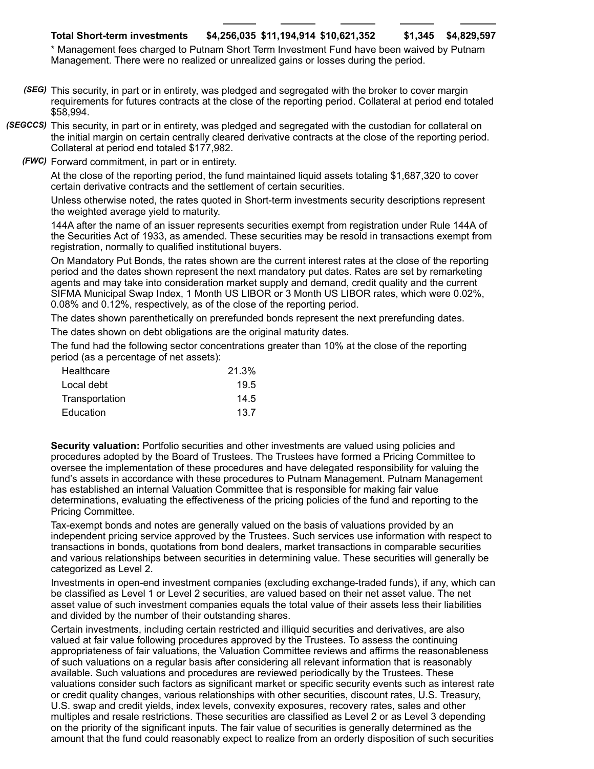| Total Short-term investments | $4,256,035 | $11,194,914 | $10,621,352 | $1,345 | $4,829,597 |
|---|---|---|---|---|---|

* Management fees charged to Putnam Short Term Investment Fund have been waived by Putnam Management. There were no realized or unrealized gains or losses during the period.

*(SEG)* This security, in part or in entirety, was pledged and segregated with the broker to cover margin requirements for futures contracts at the close of the reporting period. Collateral at period end totaled $58,994.

*(SEGCCS)* This security, in part or in entirety, was pledged and segregated with the custodian for collateral on the initial margin on certain centrally cleared derivative contracts at the close of the reporting period. Collateral at period end totaled $177,982.

*(FWC)* Forward commitment, in part or in entirety.

At the close of the reporting period, the fund maintained liquid assets totaling $1,687,320 to cover certain derivative contracts and the settlement of certain securities.

Unless otherwise noted, the rates quoted in Short-term investments security descriptions represent the weighted average yield to maturity.

144A after the name of an issuer represents securities exempt from registration under Rule 144A of the Securities Act of 1933, as amended. These securities may be resold in transactions exempt from registration, normally to qualified institutional buyers.

On Mandatory Put Bonds, the rates shown are the current interest rates at the close of the reporting period and the dates shown represent the next mandatory put dates. Rates are set by remarketing agents and may take into consideration market supply and demand, credit quality and the current SIFMA Municipal Swap Index, 1 Month US LIBOR or 3 Month US LIBOR rates, which were 0.02%, 0.08% and 0.12%, respectively, as of the close of the reporting period.

The dates shown parenthetically on prerefunded bonds represent the next prerefunding dates.

The dates shown on debt obligations are the original maturity dates.

The fund had the following sector concentrations greater than 10% at the close of the reporting period (as a percentage of net assets):

| | |
|---|---|
| Healthcare | 21.3% |
| Local debt | 19.5 |
| Transportation | 14.5 |
| Education | 13.7 |

**Security valuation:** Portfolio securities and other investments are valued using policies and procedures adopted by the Board of Trustees. The Trustees have formed a Pricing Committee to oversee the implementation of these procedures and have delegated responsibility for valuing the fund's assets in accordance with these procedures to Putnam Management. Putnam Management has established an internal Valuation Committee that is responsible for making fair value determinations, evaluating the effectiveness of the pricing policies of the fund and reporting to the Pricing Committee.

Tax-exempt bonds and notes are generally valued on the basis of valuations provided by an independent pricing service approved by the Trustees. Such services use information with respect to transactions in bonds, quotations from bond dealers, market transactions in comparable securities and various relationships between securities in determining value. These securities will generally be categorized as Level 2.

Investments in open-end investment companies (excluding exchange-traded funds), if any, which can be classified as Level 1 or Level 2 securities, are valued based on their net asset value. The net asset value of such investment companies equals the total value of their assets less their liabilities and divided by the number of their outstanding shares.

Certain investments, including certain restricted and illiquid securities and derivatives, are also valued at fair value following procedures approved by the Trustees. To assess the continuing appropriateness of fair valuations, the Valuation Committee reviews and affirms the reasonableness of such valuations on a regular basis after considering all relevant information that is reasonably available. Such valuations and procedures are reviewed periodically by the Trustees. These valuations consider such factors as significant market or specific security events such as interest rate or credit quality changes, various relationships with other securities, discount rates, U.S. Treasury, U.S. swap and credit yields, index levels, convexity exposures, recovery rates, sales and other multiples and resale restrictions. These securities are classified as Level 2 or as Level 3 depending on the priority of the significant inputs. The fair value of securities is generally determined as the amount that the fund could reasonably expect to realize from an orderly disposition of such securities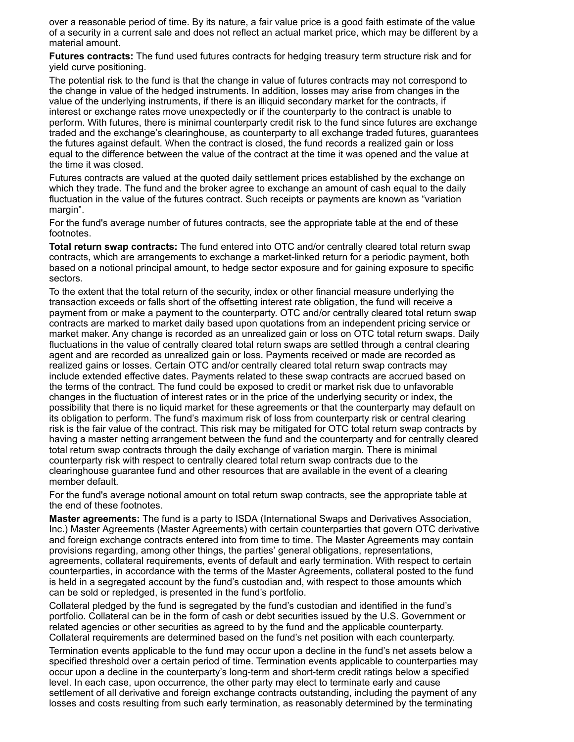over a reasonable period of time. By its nature, a fair value price is a good faith estimate of the value of a security in a current sale and does not reflect an actual market price, which may be different by a material amount.

**Futures contracts:** The fund used futures contracts for hedging treasury term structure risk and for yield curve positioning.

The potential risk to the fund is that the change in value of futures contracts may not correspond to the change in value of the hedged instruments. In addition, losses may arise from changes in the value of the underlying instruments, if there is an illiquid secondary market for the contracts, if interest or exchange rates move unexpectedly or if the counterparty to the contract is unable to perform. With futures, there is minimal counterparty credit risk to the fund since futures are exchange traded and the exchange's clearinghouse, as counterparty to all exchange traded futures, guarantees the futures against default. When the contract is closed, the fund records a realized gain or loss equal to the difference between the value of the contract at the time it was opened and the value at the time it was closed.

Futures contracts are valued at the quoted daily settlement prices established by the exchange on which they trade. The fund and the broker agree to exchange an amount of cash equal to the daily fluctuation in the value of the futures contract. Such receipts or payments are known as "variation margin".

For the fund's average number of futures contracts, see the appropriate table at the end of these footnotes.

**Total return swap contracts:** The fund entered into OTC and/or centrally cleared total return swap contracts, which are arrangements to exchange a market-linked return for a periodic payment, both based on a notional principal amount, to hedge sector exposure and for gaining exposure to specific sectors.

To the extent that the total return of the security, index or other financial measure underlying the transaction exceeds or falls short of the offsetting interest rate obligation, the fund will receive a payment from or make a payment to the counterparty. OTC and/or centrally cleared total return swap contracts are marked to market daily based upon quotations from an independent pricing service or market maker. Any change is recorded as an unrealized gain or loss on OTC total return swaps. Daily fluctuations in the value of centrally cleared total return swaps are settled through a central clearing agent and are recorded as unrealized gain or loss. Payments received or made are recorded as realized gains or losses. Certain OTC and/or centrally cleared total return swap contracts may include extended effective dates. Payments related to these swap contracts are accrued based on the terms of the contract. The fund could be exposed to credit or market risk due to unfavorable changes in the fluctuation of interest rates or in the price of the underlying security or index, the possibility that there is no liquid market for these agreements or that the counterparty may default on its obligation to perform. The fund's maximum risk of loss from counterparty risk or central clearing risk is the fair value of the contract. This risk may be mitigated for OTC total return swap contracts by having a master netting arrangement between the fund and the counterparty and for centrally cleared total return swap contracts through the daily exchange of variation margin. There is minimal counterparty risk with respect to centrally cleared total return swap contracts due to the clearinghouse guarantee fund and other resources that are available in the event of a clearing member default.

For the fund's average notional amount on total return swap contracts, see the appropriate table at the end of these footnotes.

**Master agreements:** The fund is a party to ISDA (International Swaps and Derivatives Association, Inc.) Master Agreements (Master Agreements) with certain counterparties that govern OTC derivative and foreign exchange contracts entered into from time to time. The Master Agreements may contain provisions regarding, among other things, the parties' general obligations, representations, agreements, collateral requirements, events of default and early termination. With respect to certain counterparties, in accordance with the terms of the Master Agreements, collateral posted to the fund is held in a segregated account by the fund's custodian and, with respect to those amounts which can be sold or repledged, is presented in the fund's portfolio.

Collateral pledged by the fund is segregated by the fund's custodian and identified in the fund's portfolio. Collateral can be in the form of cash or debt securities issued by the U.S. Government or related agencies or other securities as agreed to by the fund and the applicable counterparty. Collateral requirements are determined based on the fund's net position with each counterparty.

Termination events applicable to the fund may occur upon a decline in the fund's net assets below a specified threshold over a certain period of time. Termination events applicable to counterparties may occur upon a decline in the counterparty's long-term and short-term credit ratings below a specified level. In each case, upon occurrence, the other party may elect to terminate early and cause settlement of all derivative and foreign exchange contracts outstanding, including the payment of any losses and costs resulting from such early termination, as reasonably determined by the terminating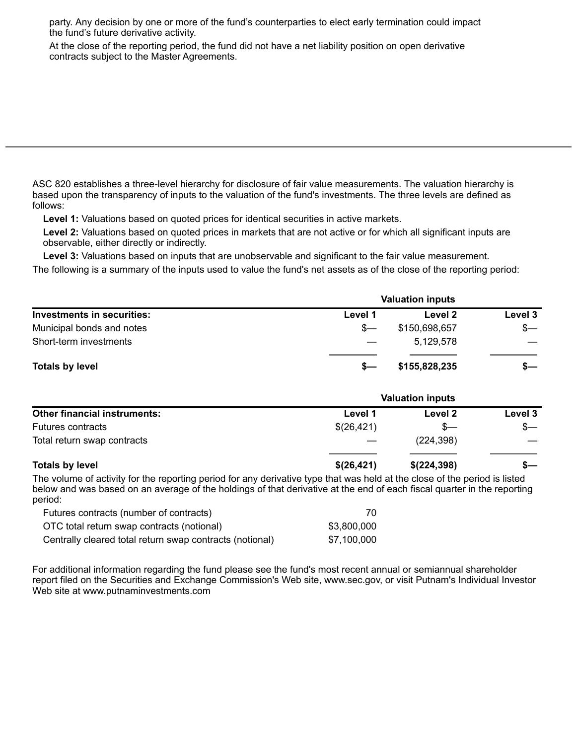party. Any decision by one or more of the fund's counterparties to elect early termination could impact the fund's future derivative activity.

At the close of the reporting period, the fund did not have a net liability position on open derivative contracts subject to the Master Agreements.

---

ASC 820 establishes a three-level hierarchy for disclosure of fair value measurements. The valuation hierarchy is based upon the transparency of inputs to the valuation of the fund's investments. The three levels are defined as follows:

**Level 1:** Valuations based on quoted prices for identical securities in active markets.

**Level 2:** Valuations based on quoted prices in markets that are not active or for which all significant inputs are observable, either directly or indirectly.

**Level 3:** Valuations based on inputs that are unobservable and significant to the fair value measurement.

The following is a summary of the inputs used to value the fund's net assets as of the close of the reporting period:

| | Valuation inputs | | |
|---|---|---|---|
| **Investments in securities:** | **Level 1** | **Level 2** | **Level 3** |
| Municipal bonds and notes | $— | $150,698,657 | $— |
| Short-term investments | — | 5,129,578 | — |
| **Totals by level** | **$—** | **$155,828,235** | **$—** |

| | Valuation inputs | | |
|---|---|---|---|
| **Other financial instruments:** | **Level 1** | **Level 2** | **Level 3** |
| Futures contracts | $(26,421) | $— | $— |
| Total return swap contracts | — | (224,398) | — |
| **Totals by level** | **$(26,421)** | **$(224,398)** | **$—** |

The volume of activity for the reporting period for any derivative type that was held at the close of the period is listed below and was based on an average of the holdings of that derivative at the end of each fiscal quarter in the reporting period:

| | |
|---|---|
| Futures contracts (number of contracts) | 70 |
| OTC total return swap contracts (notional) | $3,800,000 |
| Centrally cleared total return swap contracts (notional) | $7,100,000 |

For additional information regarding the fund please see the fund's most recent annual or semiannual shareholder report filed on the Securities and Exchange Commission's Web site, www.sec.gov, or visit Putnam's Individual Investor Web site at www.putnaminvestments.com